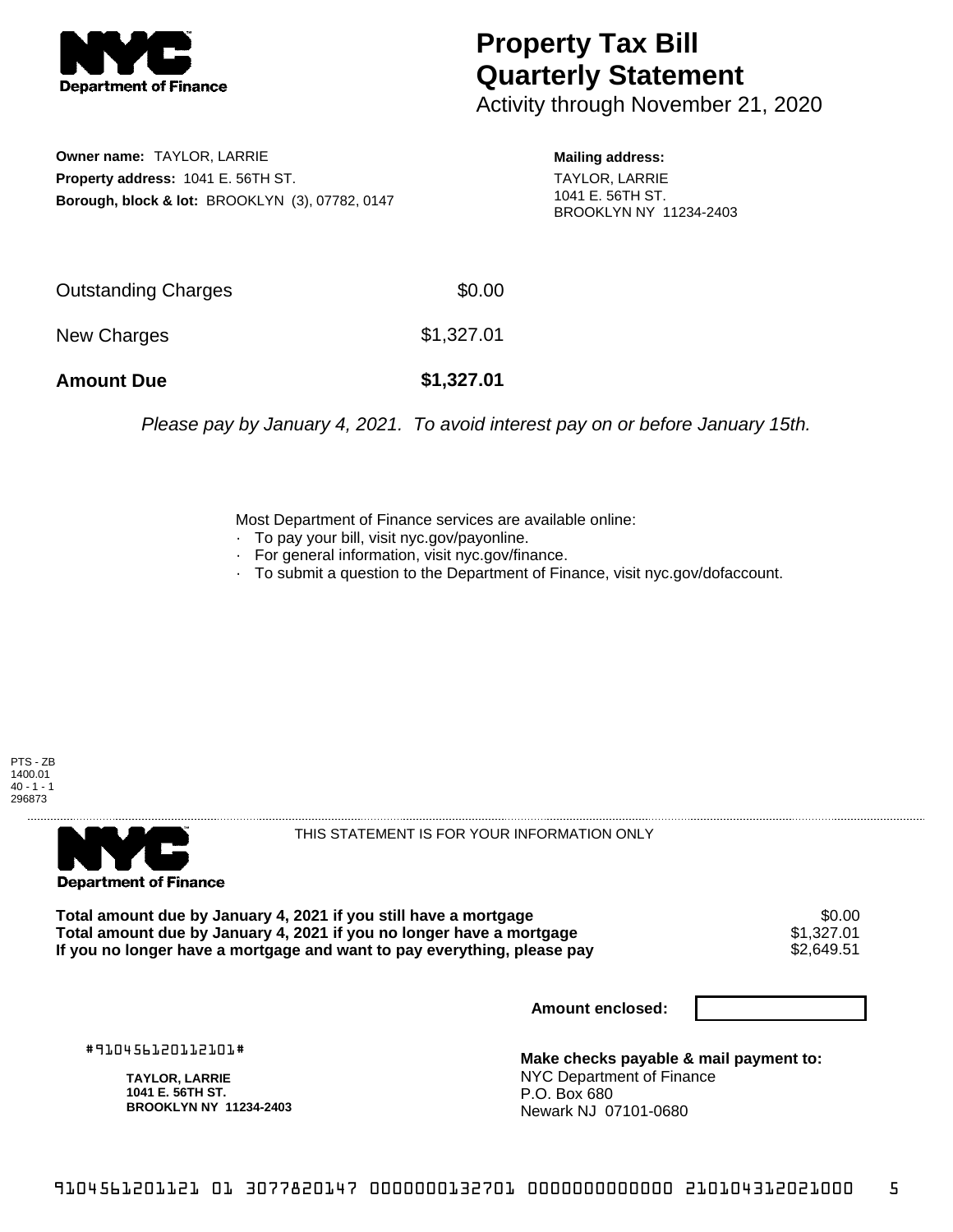**Department of Finance**

# Property Tax Bill Quarterly Statement

Activity through November 21, 2020

**Owner name:** TAYLOR, LARRIE
**Property address:** 1041 E. 56TH ST.
**Borough, block & lot:** BROOKLYN (3), 07782, 0147

**Mailing address:**
TAYLOR, LARRIE
1041 E. 56TH ST.
BROOKLYN NY 11234-2403

| | |
|---|---|
| Outstanding Charges | $0.00 |
| New Charges | $1,327.01 |
| **Amount Due** | **$1,327.01** |

*Please pay by January 4, 2021. To avoid interest pay on or before January 15th.*

Most Department of Finance services are available online:
- To pay your bill, visit nyc.gov/payonline.
- For general information, visit nyc.gov/finance.
- To submit a question to the Department of Finance, visit nyc.gov/dofaccount.

PTS - ZB
1400.01
40 - 1 - 1
296873

**Department of Finance**

THIS STATEMENT IS FOR YOUR INFORMATION ONLY

| | |
|---|---|
| **Total amount due by January 4, 2021 if you still have a mortgage** | $0.00 |
| **Total amount due by January 4, 2021 if you no longer have a mortgage** | $1,327.01 |
| **If you no longer have a mortgage and want to pay everything, please pay** | $2,649.51 |

**Amount enclosed:**

#910456120112101#

**TAYLOR, LARRIE**
**1041 E. 56TH ST.**
**BROOKLYN NY 11234-2403**

**Make checks payable & mail payment to:**
NYC Department of Finance
P.O. Box 680
Newark NJ 07101-0680

9104561201121 01 3077820147 0000000132701 0000000000000 210104312021000 5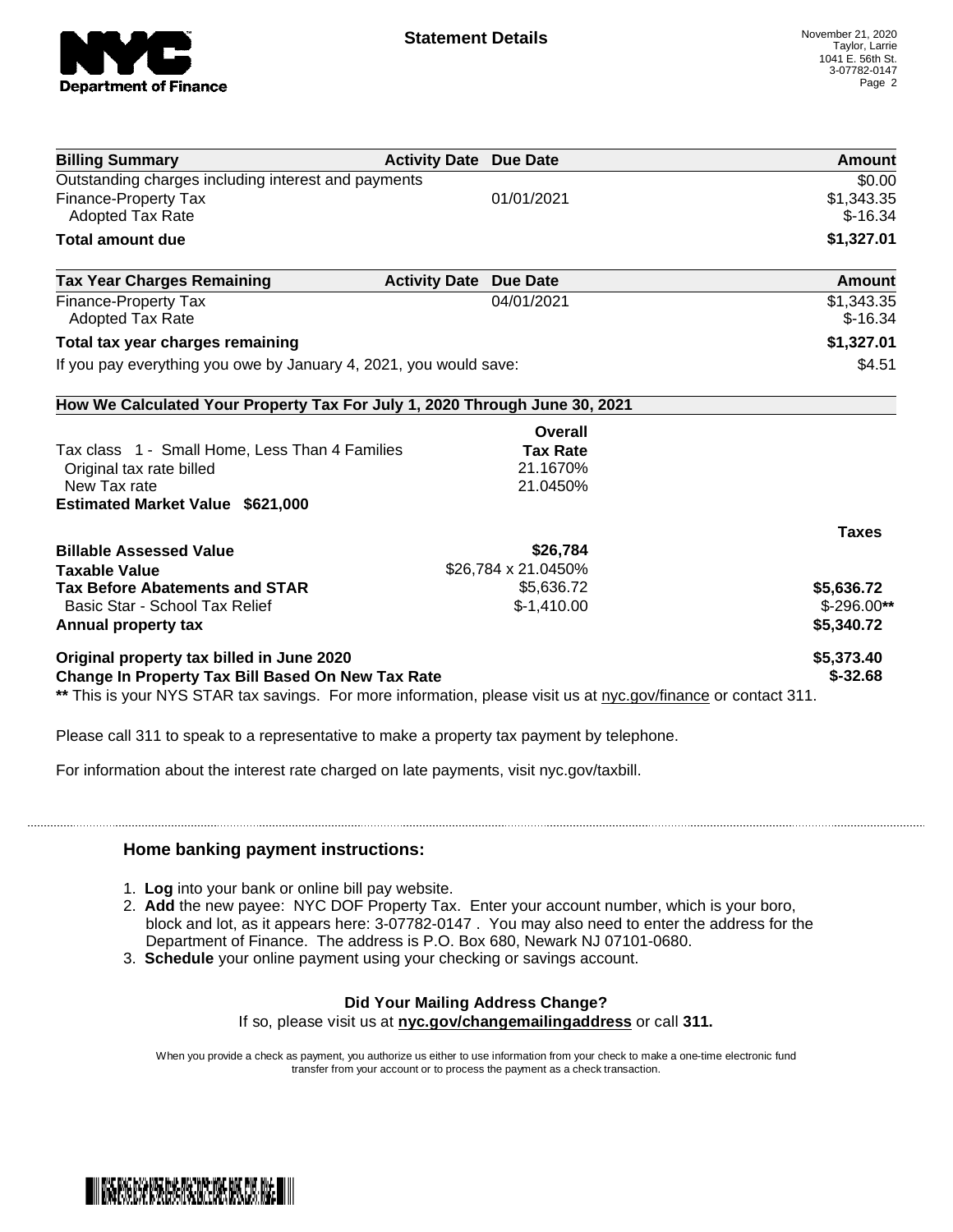# Statement Details

November 21, 2020
Taylor, Larrie
1041 E. 56th St.
3-07782-0147

| Billing Summary | Activity Date | Due Date | Amount |
|---|---|---|---|
| Outstanding charges including interest and payments | | | $0.00 |
| Finance-Property Tax | | 01/01/2021 | $1,343.35 |
| Adopted Tax Rate | | | $-16.34 |
| **Total amount due** | | | **$1,327.01** |

| Tax Year Charges Remaining | Activity Date | Due Date | Amount |
|---|---|---|---|
| Finance-Property Tax | | 04/01/2021 | $1,343.35 |
| Adopted Tax Rate | | | $-16.34 |
| **Total tax year charges remaining** | | | **$1,327.01** |
| If you pay everything you owe by January 4, 2021, you would save: | | | $4.51 |

**How We Calculated Your Property Tax For July 1, 2020 Through June 30, 2021**

| | Overall Tax Rate | |
|---|---|---|
| Tax class 1 - Small Home, Less Than 4 Families | | |
| Original tax rate billed | 21.1670% | |
| New Tax rate | 21.0450% | |
| **Estimated Market Value $621,000** | | |
| | | **Taxes** |
| **Billable Assessed Value** | **$26,784** | |
| **Taxable Value** | $26,784 x 21.0450% | |
| **Tax Before Abatements and STAR** | $5,636.72 | **$5,636.72** |
| Basic Star - School Tax Relief | $-1,410.00 | $-296.00** |
| **Annual property tax** | | **$5,340.72** |
| **Original property tax billed in June 2020** | | **$5,373.40** |
| **Change In Property Tax Bill Based On New Tax Rate** | | **$-32.68** |

** This is your NYS STAR tax savings. For more information, please visit us at nyc.gov/finance or contact 311.

Please call 311 to speak to a representative to make a property tax payment by telephone.

For information about the interest rate charged on late payments, visit nyc.gov/taxbill.

## Home banking payment instructions:

1. **Log** into your bank or online bill pay website.
2. **Add** the new payee: NYC DOF Property Tax. Enter your account number, which is your boro, block and lot, as it appears here: 3-07782-0147 . You may also need to enter the address for the Department of Finance. The address is P.O. Box 680, Newark NJ 07101-0680.
3. **Schedule** your online payment using your checking or savings account.

**Did Your Mailing Address Change?**
If so, please visit us at **nyc.gov/changemailingaddress** or call **311.**

When you provide a check as payment, you authorize us either to use information from your check to make a one-time electronic fund transfer from your account or to process the payment as a check transaction.